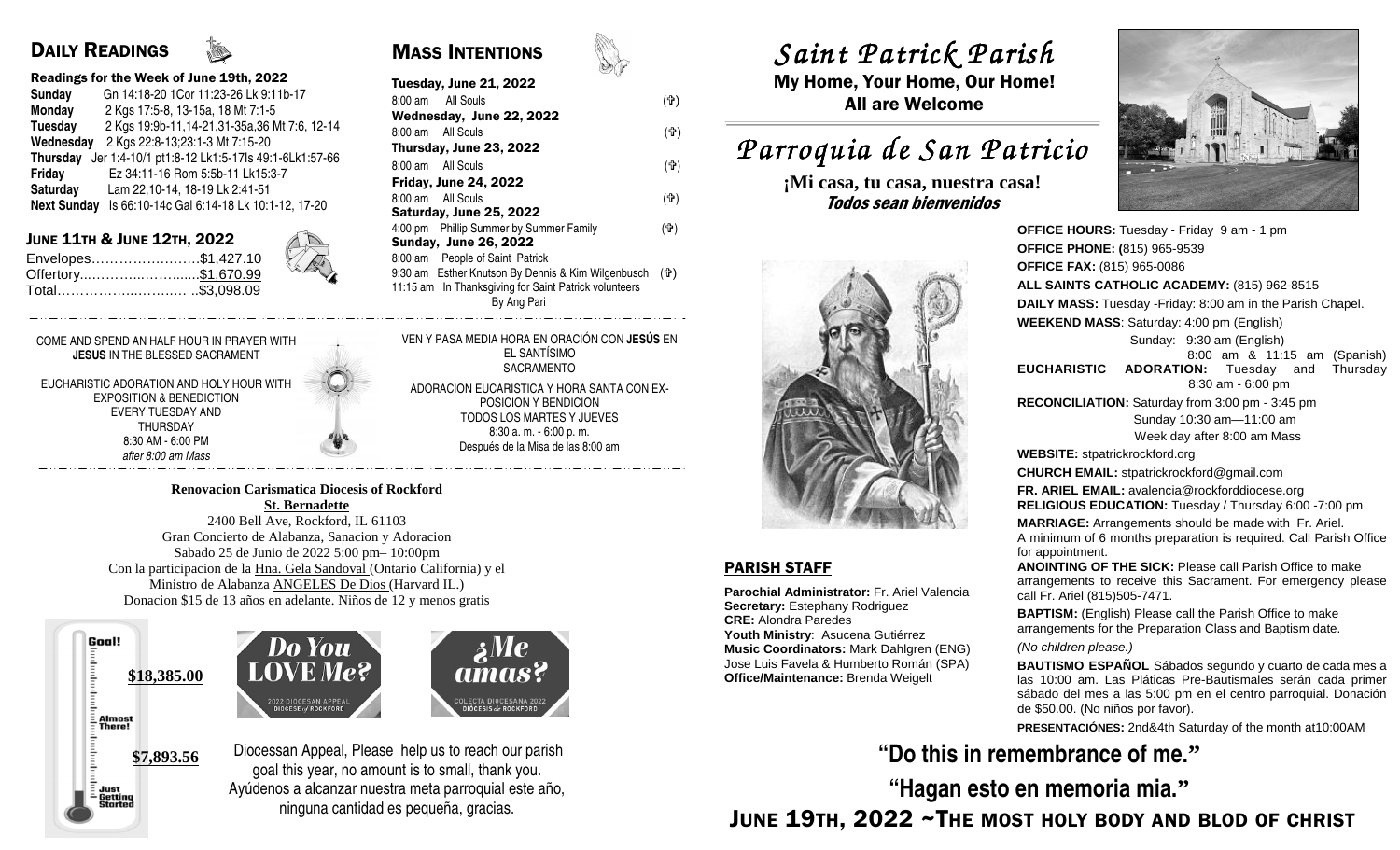## DAILY READINGS

**Readings for the Week of June 19th, 2022**

| | |
|---|---|
| **Sunday** | Gn 14:18-20 1Cor 11:23-26 Lk 9:11b-17 |
| **Monday** | 2 Kgs 17:5-8, 13-15a, 18 Mt 7:1-5 |
| **Tuesday** | 2 Kgs 19:9b-11,14-21,31-35a,36 Mt 7:6, 12-14 |
| **Wednesday** | 2 Kgs 22:8-13;23:1-3 Mt 7:15-20 |
| **Thursday** | Jer 1:4-10/1 pt1:8-12 Lk1:5-17ls 49:1-6Lk1:57-66 |
| **Friday** | Ez 34:11-16 Rom 5:5b-11 Lk15:3-7 |
| **Saturday** | Lam 22,10-14, 18-19 Lk 2:41-51 |
| **Next Sunday** | Is 66:10-14c Gal 6:14-18 Lk 10:1-12, 17-20 |

## JUNE 11TH & JUNE 12TH, 2022

| | |
|---|---|
| Envelopes | $1,427.10 |
| Offertory | $1,670.99 |
| Total | $3,098.09 |

## MASS INTENTIONS

**Tuesday, June 21, 2022**
8:00 am All Souls (✞)

**Wednesday, June 22, 2022**
8:00 am All Souls (✞)

**Thursday, June 23, 2022**
8:00 am All Souls (✞)

**Friday, June 24, 2022**
8:00 am All Souls (✞)

**Saturday, June 25, 2022**
4:00 pm Phillip Summer by Summer Family (✞)

**Sunday, June 26, 2022**
8:00 am People of Saint Patrick
9:30 am Esther Knutson By Dennis & Kim Wilgenbusch (✞)
11:15 am In Thanksgiving for Saint Patrick volunteers By Ang Pari

COME AND SPEND AN HALF HOUR IN PRAYER WITH **JESUS** IN THE BLESSED SACRAMENT

EUCHARISTIC ADORATION AND HOLY HOUR WITH EXPOSITION & BENEDICTION EVERY TUESDAY AND THURSDAY 8:30 AM - 6:00 PM *after 8:00 am Mass*

VEN Y PASA MEDIA HORA EN ORACIÓN CON **JESÚS** EN EL SANTÍSIMO SACRAMENTO

ADORACION EUCARISTICA Y HORA SANTA CON EXPOSICION Y BENDICION TODOS LOS MARTES Y JUEVES 8:30 a. m. - 6:00 p. m. Después de la Misa de las 8:00 am

**Renovacion Carismatica Diocesis of Rockford**
**St. Bernadette**
2400 Bell Ave, Rockford, IL 61103
Gran Concierto de Alabanza, Sanacion y Adoracion
Sabado 25 de Junio de 2022 5:00 pm– 10:00pm
Con la participacion de la Hna. Gela Sandoval (Ontario California) y el Ministro de Alabanza ANGELES De Dios (Harvard IL.)
Donacion $15 de 13 años en adelante. Niños de 12 y menos gratis

Goal! **$18,385.00**
Almost There!
**$7,893.56**
Just Getting Started

Do You LOVE Me? 2022 DIOCESAN APPEAL DIOCESE of ROCKFORD
¿Me amas? COLECTA DIOCESANA 2022 DIÓCESIS de ROCKFORD

Diocessan Appeal, Please help us to reach our parish goal this year, no amount is to small, thank you.
Ayúdenos a alcanzar nuestra meta parroquial este año, ninguna cantidad es pequeña, gracias.

# *Saint Patrick Parish*

**My Home, Your Home, Our Home!**
**All are Welcome**

# *Parroquia de San Patricio*

**¡Mi casa, tu casa, nuestra casa!**
***Todos sean bienvenidos***

## PARISH STAFF

**Parochial Administrator:** Fr. Ariel Valencia
**Secretary:** Estephany Rodriguez
**CRE:** Alondra Paredes
**Youth Ministry**: Asucena Gutiérrez
**Music Coordinators:** Mark Dahlgren (ENG) Jose Luis Favela & Humberto Román (SPA)
**Office/Maintenance:** Brenda Weigelt

**OFFICE HOURS:** Tuesday - Friday 9 am - 1 pm
**OFFICE PHONE:** (815) 965-9539
**OFFICE FAX:** (815) 965-0086
**ALL SAINTS CATHOLIC ACADEMY:** (815) 962-8515
**DAILY MASS:** Tuesday -Friday: 8:00 am in the Parish Chapel.
**WEEKEND MASS**: Saturday: 4:00 pm (English)
Sunday: 9:30 am (English)
8:00 am & 11:15 am (Spanish)
**EUCHARISTIC ADORATION:** Tuesday and Thursday 8:30 am - 6:00 pm
**RECONCILIATION:** Saturday from 3:00 pm - 3:45 pm
Sunday 10:30 am—11:00 am
Week day after 8:00 am Mass
**WEBSITE:** stpatrickrockford.org
**CHURCH EMAIL:** stpatrickrockford@gmail.com
**FR. ARIEL EMAIL:** avalencia@rockforddiocese.org
**RELIGIOUS EDUCATION:** Tuesday / Thursday 6:00 -7:00 pm
**MARRIAGE:** Arrangements should be made with Fr. Ariel. A minimum of 6 months preparation is required. Call Parish Office for appointment.
**ANOINTING OF THE SICK:** Please call Parish Office to make arrangements to receive this Sacrament. For emergency please call Fr. Ariel (815)505-7471.
**BAPTISM:** (English) Please call the Parish Office to make arrangements for the Preparation Class and Baptism date.
*(No children please.)*
**BAUTISMO ESPAÑOL** Sábados segundo y cuarto de cada mes a las 10:00 am. Las Pláticas Pre-Bautismales serán cada primer sábado del mes a las 5:00 pm en el centro parroquial. Donación de $50.00. (No niños por favor).
**PRESENTACIÓNES:** 2nd&4th Saturday of the month at10:00AM

## "Do this in remembrance of me."

## "Hagan esto en memoria mia."

## JUNE 19TH, 2022 ~THE MOST HOLY BODY AND BLOD OF CHRIST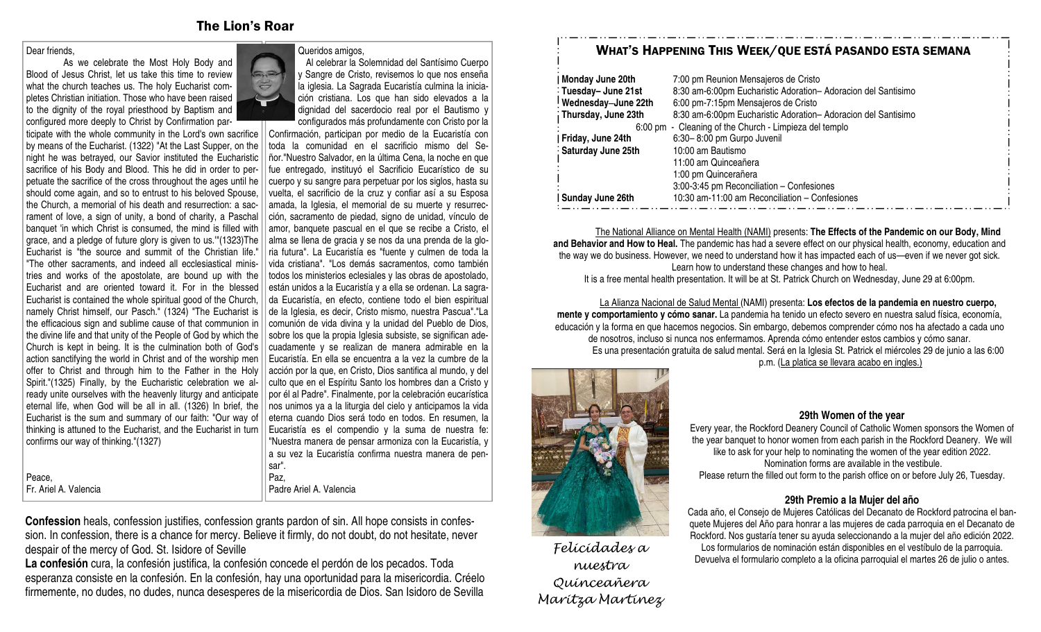# The Lion's Roar

Dear friends,

As we celebrate the Most Holy Body and Blood of Jesus Christ, let us take this time to review what the church teaches us. The holy Eucharist completes Christian initiation. Those who have been raised to the dignity of the royal priesthood by Baptism and configured more deeply to Christ by Confirmation participate with the whole community in the Lord's own sacrifice by means of the Eucharist. (1322) "At the Last Supper, on the night he was betrayed, our Savior instituted the Eucharistic sacrifice of his Body and Blood. This he did in order to perpetuate the sacrifice of the cross throughout the ages until he should come again, and so to entrust to his beloved Spouse, the Church, a memorial of his death and resurrection: a sacrament of love, a sign of unity, a bond of charity, a Paschal banquet 'in which Christ is consumed, the mind is filled with grace, and a pledge of future glory is given to us.'"(1323)The Eucharist is "the source and summit of the Christian life." "The other sacraments, and indeed all ecclesiastical ministries and works of the apostolate, are bound up with the Eucharist and are oriented toward it. For in the blessed Eucharist is contained the whole spiritual good of the Church, namely Christ himself, our Pasch." (1324) "The Eucharist is the efficacious sign and sublime cause of that communion in the divine life and that unity of the People of God by which the Church is kept in being. It is the culmination both of God's action sanctifying the world in Christ and of the worship men offer to Christ and through him to the Father in the Holy Spirit."(1325) Finally, by the Eucharistic celebration we already unite ourselves with the heavenly liturgy and anticipate eternal life, when God will be all in all. (1326) In brief, the Eucharist is the sum and summary of our faith: "Our way of thinking is attuned to the Eucharist, and the Eucharist in turn confirms our way of thinking."(1327)

Peace,
Fr. Ariel A. Valencia

Queridos amigos,

Al celebrar la Solemnidad del Santísimo Cuerpo y Sangre de Cristo, revisemos lo que nos enseña la iglesia. La Sagrada Eucaristía culmina la iniciación cristiana. Los que han sido elevados a la dignidad del sacerdocio real por el Bautismo y configurados más profundamente con Cristo por la Confirmación, participan por medio de la Eucaristía con toda la comunidad en el sacrificio mismo del Señor."Nuestro Salvador, en la última Cena, la noche en que fue entregado, instituyó el Sacrificio Eucarístico de su cuerpo y su sangre para perpetuar por los siglos, hasta su vuelta, el sacrificio de la cruz y confiar así a su Esposa amada, la Iglesia, el memorial de su muerte y resurrección, sacramento de piedad, signo de unidad, vínculo de amor, banquete pascual en el que se recibe a Cristo, el alma se llena de gracia y se nos da una prenda de la gloria futura". La Eucaristía es "fuente y culmen de toda la vida cristiana". "Los demás sacramentos, como también todos los ministerios eclesiales y las obras de apostolado, están unidos a la Eucaristía y a ella se ordenan. La sagrada Eucaristía, en efecto, contiene todo el bien espiritual de la Iglesia, es decir, Cristo mismo, nuestra Pascua"."La comunión de vida divina y la unidad del Pueblo de Dios, sobre los que la propia Iglesia subsiste, se significan adecuadamente y se realizan de manera admirable en la Eucaristía. En ella se encuentra a la vez la cumbre de la acción por la que, en Cristo, Dios santifica al mundo, y del culto que en el Espíritu Santo los hombres dan a Cristo y por él al Padre". Finalmente, por la celebración eucarística nos unimos ya a la liturgia del cielo y anticipamos la vida eterna cuando Dios será todo en todos. En resumen, la Eucaristía es el compendio y la suma de nuestra fe: "Nuestra manera de pensar armoniza con la Eucaristía, y a su vez la Eucaristía confirma nuestra manera de pensar".

Paz,
Padre Ariel A. Valencia

**Confession** heals, confession justifies, confession grants pardon of sin. All hope consists in confession. In confession, there is a chance for mercy. Believe it firmly, do not doubt, do not hesitate, never despair of the mercy of God. St. Isidore of Seville

**La confesión** cura, la confesión justifica, la confesión concede el perdón de los pecados. Toda esperanza consiste en la confesión. En la confesión, hay una oportunidad para la misericordia. Créelo firmemente, no dudes, no dudes, nunca desesperes de la misericordia de Dios. San Isidoro de Sevilla

## What's Happening This Week/Que Está Pasando Esta Semana

| | |
|---|---|
| **Monday June 20th** | 7:00 pm Reunion Mensajeros de Cristo |
| **Tuesday– June 21st** | 8:30 am-6:00pm Eucharistic Adoration– Adoracion del Santisimo |
| **Wednesday–June 22th** | 6:00 pm-7:15pm Mensajeros de Cristo |
| **Thursday, June 23th** | 8:30 am-6:00pm Eucharistic Adoration– Adoracion del Santisimo |
| | 6:00 pm - Cleaning of the Church - Limpieza del templo |
| **Friday, June 24th** | 6:30– 8:00 pm Gurpo Juvenil |
| **Saturday June 25th** | 10:00 am Bautismo |
| | 11:00 am Quinceañera |
| | 1:00 pm Quinceañera |
| | 3:00-3:45 pm Reconciliation – Confesiones |
| **Sunday June 26th** | 10:30 am-11:00 am Reconciliation – Confesiones |

The National Alliance on Mental Health (NAMI) presents: **The Effects of the Pandemic on our Body, Mind and Behavior and How to Heal.** The pandemic has had a severe effect on our physical health, economy, education and the way we do business. However, we need to understand how it has impacted each of us—even if we never got sick. Learn how to understand these changes and how to heal.

It is a free mental health presentation. It will be at St. Patrick Church on Wednesday, June 29 at 6:00pm.

La Alianza Nacional de Salud Mental (NAMI) presenta: **Los efectos de la pandemia en nuestro cuerpo, mente y comportamiento y cómo sanar.** La pandemia ha tenido un efecto severo en nuestra salud física, economía, educación y la forma en que hacemos negocios. Sin embargo, debemos comprender cómo nos ha afectado a cada uno de nosotros, incluso si nunca nos enfermamos. Aprenda cómo entender estos cambios y cómo sanar.

Es una presentación gratuita de salud mental. Será en la Iglesia St. Patrick el miércoles 29 de junio a las 6:00 p.m. (La platica se llevara acabo en ingles.)

*Felicidades a nuestra Quinceañera Maritza Martinez*

### 29th Women of the year

Every year, the Rockford Deanery Council of Catholic Women sponsors the Women of the year banquet to honor women from each parish in the Rockford Deanery. We will like to ask for your help to nominating the women of the year edition 2022. Nomination forms are available in the vestibule.

Please return the filled out form to the parish office on or before July 26, Tuesday.

### 29th Premio a la Mujer del año

Cada año, el Consejo de Mujeres Católicas del Decanato de Rockford patrocina el banquete Mujeres del Año para honrar a las mujeres de cada parroquia en el Decanato de Rockford. Nos gustaría tener su ayuda seleccionando a la mujer del año edición 2022. Los formularios de nominación están disponibles en el vestíbulo de la parroquia. Devuelva el formulario completo a la oficina parroquial el martes 26 de julio o antes.